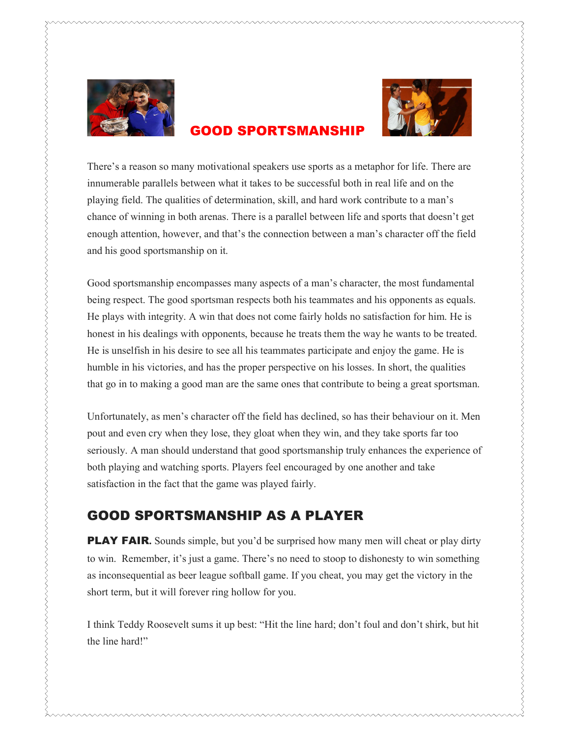# GOOD SPORTSMANSHIP

There's a reason so many motivational speakers use sports as a metaphor for life. There are innumerable parallels between what it takes to be successful both in real life and on the playing field. The qualities of determination, skill, and hard work contribute to a man's chance of winning in both arenas. There is a parallel between life and sports that doesn't get enough attention, however, and that's the connection between a man's character off the field and his good sportsmanship on it.

Good sportsmanship encompasses many aspects of a man's character, the most fundamental being respect. The good sportsman respects both his teammates and his opponents as equals. He plays with integrity. A win that does not come fairly holds no satisfaction for him. He is honest in his dealings with opponents, because he treats them the way he wants to be treated. He is unselfish in his desire to see all his teammates participate and enjoy the game. He is humble in his victories, and has the proper perspective on his losses. In short, the qualities that go in to making a good man are the same ones that contribute to being a great sportsman.

Unfortunately, as men's character off the field has declined, so has their behaviour on it. Men pout and even cry when they lose, they gloat when they win, and they take sports far too seriously. A man should understand that good sportsmanship truly enhances the experience of both playing and watching sports. Players feel encouraged by one another and take satisfaction in the fact that the game was played fairly.

## GOOD SPORTSMANSHIP AS A PLAYER

**PLAY FAIR.** Sounds simple, but you'd be surprised how many men will cheat or play dirty to win. Remember, it's just a game. There's no need to stoop to dishonesty to win something as inconsequential as beer league softball game. If you cheat, you may get the victory in the short term, but it will forever ring hollow for you.

I think Teddy Roosevelt sums it up best: "Hit the line hard; don't foul and don't shirk, but hit the line hard!"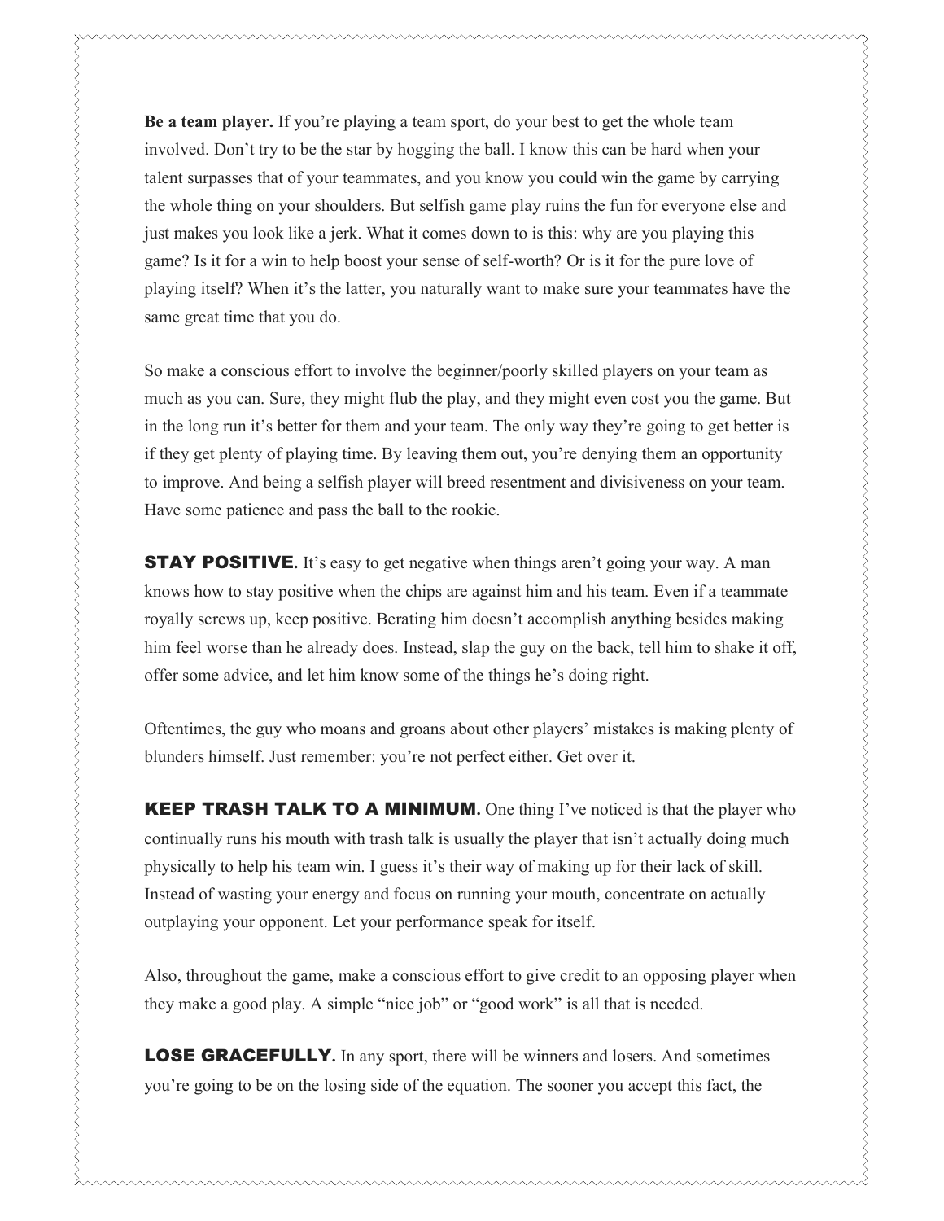**Be a team player.** If you're playing a team sport, do your best to get the whole team involved. Don't try to be the star by hogging the ball. I know this can be hard when your talent surpasses that of your teammates, and you know you could win the game by carrying the whole thing on your shoulders. But selfish game play ruins the fun for everyone else and just makes you look like a jerk. What it comes down to is this: why are you playing this game? Is it for a win to help boost your sense of self-worth? Or is it for the pure love of playing itself? When it's the latter, you naturally want to make sure your teammates have the same great time that you do.

So make a conscious effort to involve the beginner/poorly skilled players on your team as much as you can. Sure, they might flub the play, and they might even cost you the game. But in the long run it's better for them and your team. The only way they're going to get better is if they get plenty of playing time. By leaving them out, you're denying them an opportunity to improve. And being a selfish player will breed resentment and divisiveness on your team. Have some patience and pass the ball to the rookie.

**STAY POSITIVE.** It's easy to get negative when things aren't going your way. A man knows how to stay positive when the chips are against him and his team. Even if a teammate royally screws up, keep positive. Berating him doesn't accomplish anything besides making him feel worse than he already does. Instead, slap the guy on the back, tell him to shake it off, offer some advice, and let him know some of the things he's doing right.

Oftentimes, the guy who moans and groans about other players' mistakes is making plenty of blunders himself. Just remember: you're not perfect either. Get over it.

**KEEP TRASH TALK TO A MINIMUM.** One thing I've noticed is that the player who continually runs his mouth with trash talk is usually the player that isn't actually doing much physically to help his team win. I guess it's their way of making up for their lack of skill. Instead of wasting your energy and focus on running your mouth, concentrate on actually outplaying your opponent. Let your performance speak for itself.

Also, throughout the game, make a conscious effort to give credit to an opposing player when they make a good play. A simple "nice job" or "good work" is all that is needed.

**LOSE GRACEFULLY.** In any sport, there will be winners and losers. And sometimes you're going to be on the losing side of the equation. The sooner you accept this fact, the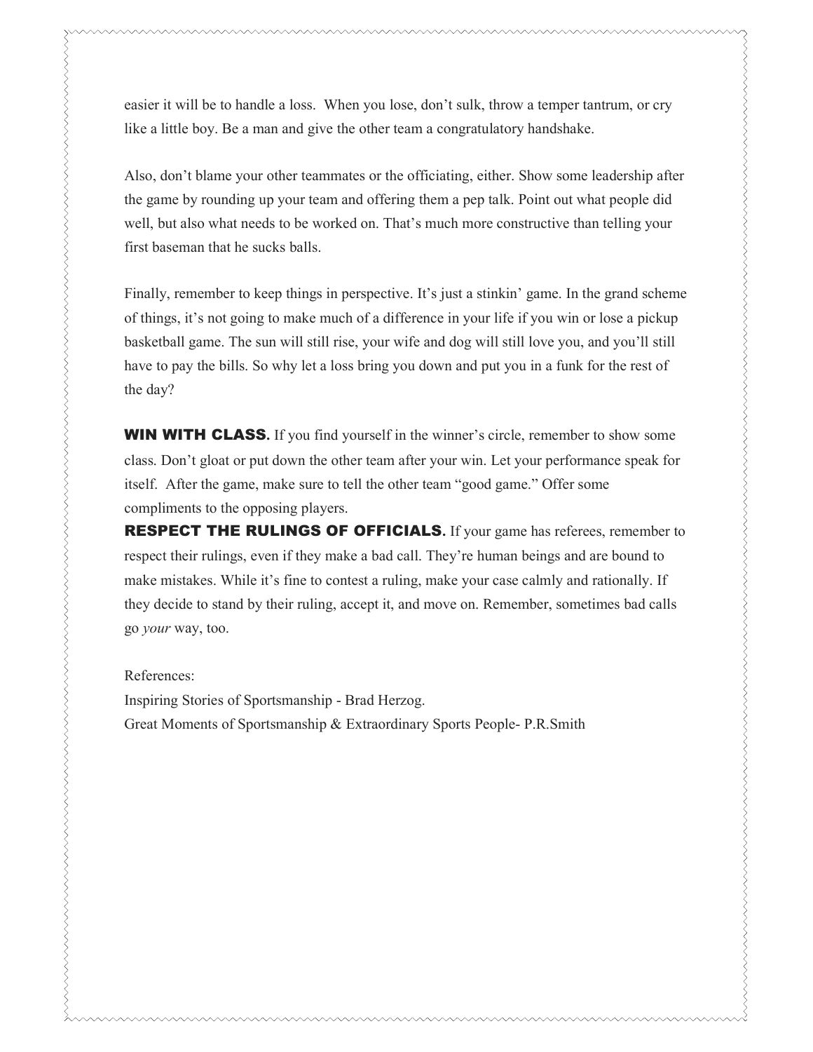easier it will be to handle a loss. When you lose, don't sulk, throw a temper tantrum, or cry like a little boy. Be a man and give the other team a congratulatory handshake.

Also, don't blame your other teammates or the officiating, either. Show some leadership after the game by rounding up your team and offering them a pep talk. Point out what people did well, but also what needs to be worked on. That's much more constructive than telling your first baseman that he sucks balls.

Finally, remember to keep things in perspective. It's just a stinkin' game. In the grand scheme of things, it's not going to make much of a difference in your life if you win or lose a pickup basketball game. The sun will still rise, your wife and dog will still love you, and you'll still have to pay the bills. So why let a loss bring you down and put you in a funk for the rest of the day?

**WIN WITH CLASS.** If you find yourself in the winner's circle, remember to show some class. Don't gloat or put down the other team after your win. Let your performance speak for itself. After the game, make sure to tell the other team "good game." Offer some compliments to the opposing players.

**RESPECT THE RULINGS OF OFFICIALS.** If your game has referees, remember to respect their rulings, even if they make a bad call. They're human beings and are bound to make mistakes. While it's fine to contest a ruling, make your case calmly and rationally. If they decide to stand by their ruling, accept it, and move on. Remember, sometimes bad calls go *your* way, too.

References:
Inspiring Stories of Sportsmanship - Brad Herzog.
Great Moments of Sportsmanship & Extraordinary Sports People- P.R.Smith